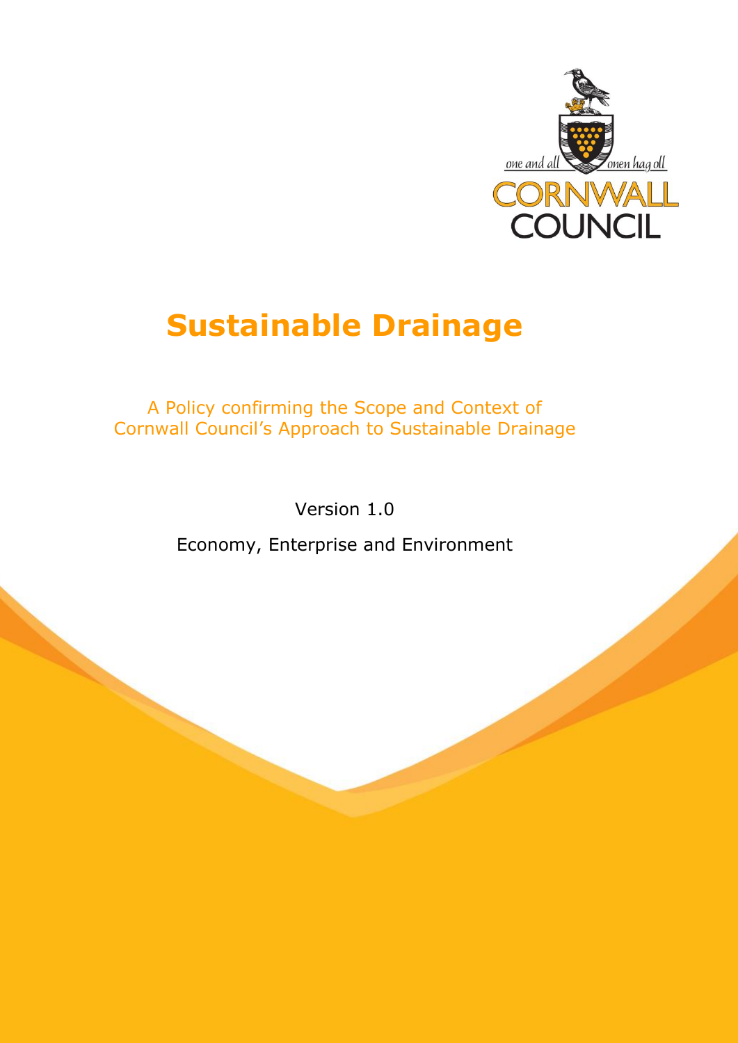# Sustainable Drainage

A Policy confirming the Scope and Context of Cornwall Council's Approach to Sustainable Drainage

Version 1.0

Economy, Enterprise and Environment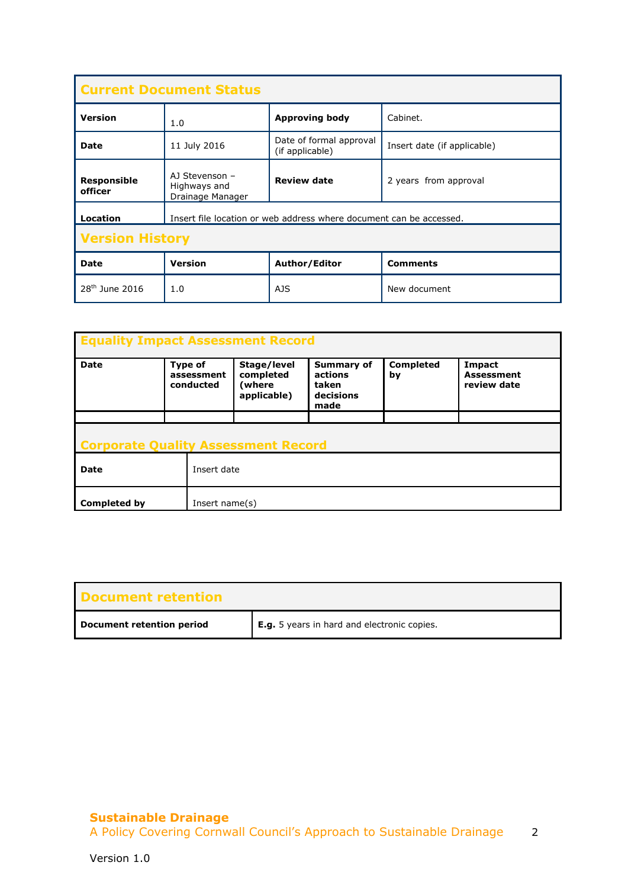## Current Document Status

| Version | 1.0 | Approving body | Cabinet. |
|---|---|---|---|
| Date | 11 July 2016 | Date of formal approval (if applicable) | Insert date (if applicable) |
| Responsible officer | AJ Stevenson – Highways and Drainage Manager | Review date | 2 years from approval |
| Location | Insert file location or web address where document can be accessed. | | |

## Version History

| Date | Version | Author/Editor | Comments |
|---|---|---|---|
| 28th June 2016 | 1.0 | AJS | New document |

## Equality Impact Assessment Record

| Date | Type of assessment conducted | Stage/level completed (where applicable) | Summary of actions taken decisions made | Completed by | Impact Assessment review date |
|---|---|---|---|---|---|
| | | | | | |

## Corporate Quality Assessment Record

| Date | Insert date |
|---|---|
| Completed by | Insert name(s) |

## Document retention

| Document retention period | **E.g.** 5 years in hard and electronic copies. |
|---|---|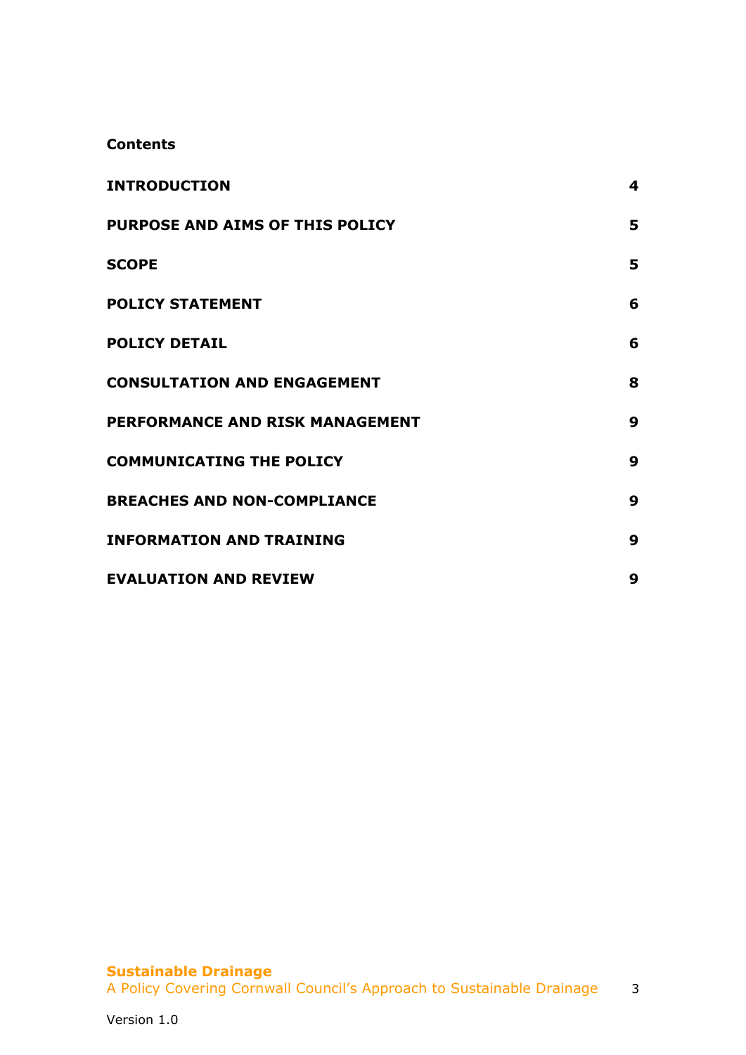**Contents**

| | |
|---|---|
| **INTRODUCTION** | **4** |
| **PURPOSE AND AIMS OF THIS POLICY** | **5** |
| **SCOPE** | **5** |
| **POLICY STATEMENT** | **6** |
| **POLICY DETAIL** | **6** |
| **CONSULTATION AND ENGAGEMENT** | **8** |
| **PERFORMANCE AND RISK MANAGEMENT** | **9** |
| **COMMUNICATING THE POLICY** | **9** |
| **BREACHES AND NON-COMPLIANCE** | **9** |
| **INFORMATION AND TRAINING** | **9** |
| **EVALUATION AND REVIEW** | **9** |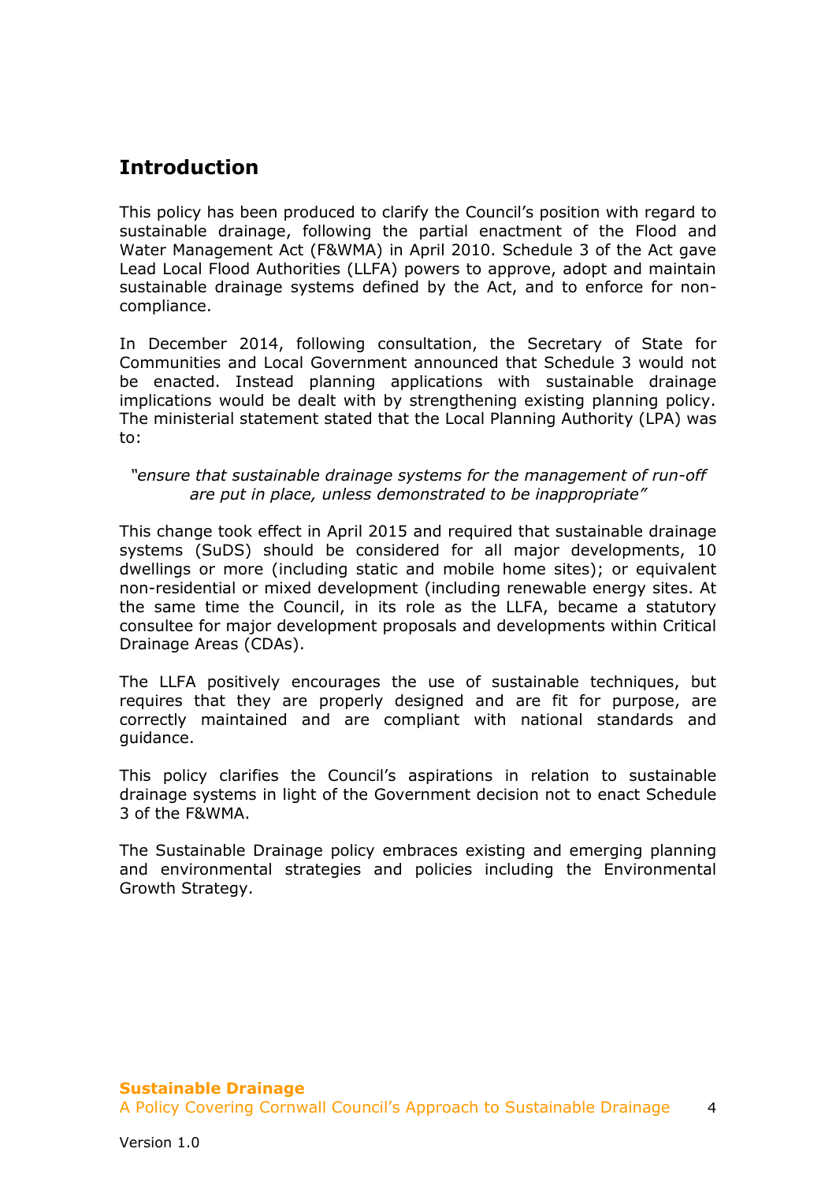## Introduction

This policy has been produced to clarify the Council's position with regard to sustainable drainage, following the partial enactment of the Flood and Water Management Act (F&WMA) in April 2010. Schedule 3 of the Act gave Lead Local Flood Authorities (LLFA) powers to approve, adopt and maintain sustainable drainage systems defined by the Act, and to enforce for non-compliance.

In December 2014, following consultation, the Secretary of State for Communities and Local Government announced that Schedule 3 would not be enacted. Instead planning applications with sustainable drainage implications would be dealt with by strengthening existing planning policy. The ministerial statement stated that the Local Planning Authority (LPA) was to:

*"ensure that sustainable drainage systems for the management of run-off are put in place, unless demonstrated to be inappropriate"*

This change took effect in April 2015 and required that sustainable drainage systems (SuDS) should be considered for all major developments, 10 dwellings or more (including static and mobile home sites); or equivalent non-residential or mixed development (including renewable energy sites. At the same time the Council, in its role as the LLFA, became a statutory consultee for major development proposals and developments within Critical Drainage Areas (CDAs).

The LLFA positively encourages the use of sustainable techniques, but requires that they are properly designed and are fit for purpose, are correctly maintained and are compliant with national standards and guidance.

This policy clarifies the Council's aspirations in relation to sustainable drainage systems in light of the Government decision not to enact Schedule 3 of the F&WMA.

The Sustainable Drainage policy embraces existing and emerging planning and environmental strategies and policies including the Environmental Growth Strategy.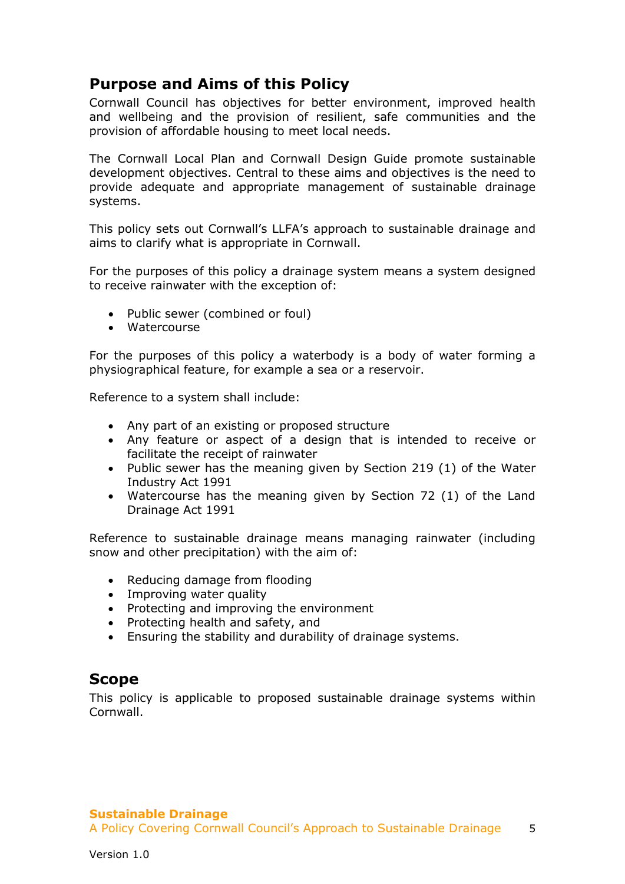## Purpose and Aims of this Policy

Cornwall Council has objectives for better environment, improved health and wellbeing and the provision of resilient, safe communities and the provision of affordable housing to meet local needs.

The Cornwall Local Plan and Cornwall Design Guide promote sustainable development objectives. Central to these aims and objectives is the need to provide adequate and appropriate management of sustainable drainage systems.

This policy sets out Cornwall's LLFA's approach to sustainable drainage and aims to clarify what is appropriate in Cornwall.

For the purposes of this policy a drainage system means a system designed to receive rainwater with the exception of:

- Public sewer (combined or foul)
- Watercourse

For the purposes of this policy a waterbody is a body of water forming a physiographical feature, for example a sea or a reservoir.

Reference to a system shall include:

- Any part of an existing or proposed structure
- Any feature or aspect of a design that is intended to receive or facilitate the receipt of rainwater
- Public sewer has the meaning given by Section 219 (1) of the Water Industry Act 1991
- Watercourse has the meaning given by Section 72 (1) of the Land Drainage Act 1991

Reference to sustainable drainage means managing rainwater (including snow and other precipitation) with the aim of:

- Reducing damage from flooding
- Improving water quality
- Protecting and improving the environment
- Protecting health and safety, and
- Ensuring the stability and durability of drainage systems.

## Scope

This policy is applicable to proposed sustainable drainage systems within Cornwall.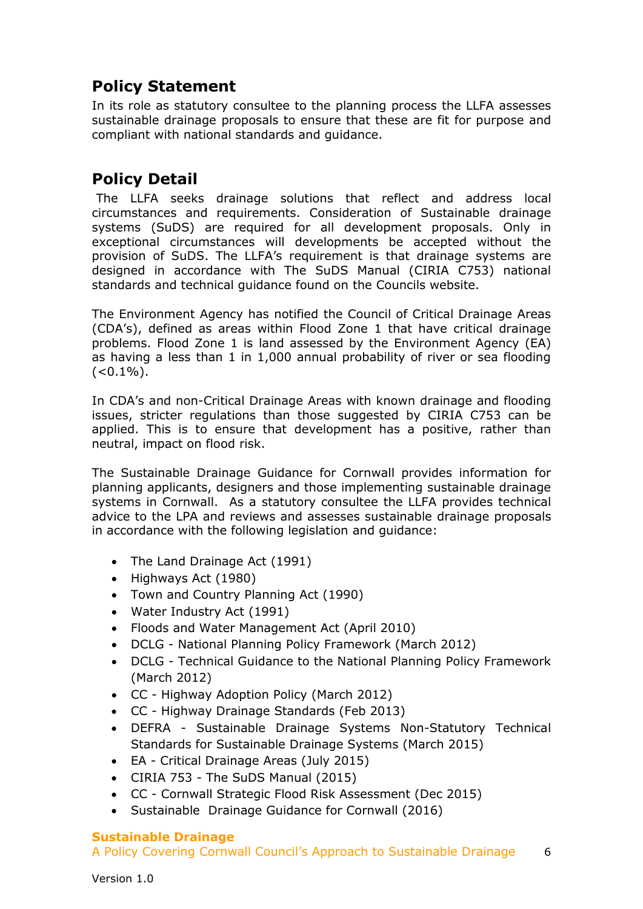## Policy Statement

In its role as statutory consultee to the planning process the LLFA assesses sustainable drainage proposals to ensure that these are fit for purpose and compliant with national standards and guidance.

## Policy Detail

The LLFA seeks drainage solutions that reflect and address local circumstances and requirements. Consideration of Sustainable drainage systems (SuDS) are required for all development proposals. Only in exceptional circumstances will developments be accepted without the provision of SuDS. The LLFA's requirement is that drainage systems are designed in accordance with The SuDS Manual (CIRIA C753) national standards and technical guidance found on the Councils website.

The Environment Agency has notified the Council of Critical Drainage Areas (CDA's), defined as areas within Flood Zone 1 that have critical drainage problems. Flood Zone 1 is land assessed by the Environment Agency (EA) as having a less than 1 in 1,000 annual probability of river or sea flooding (<0.1%).

In CDA's and non-Critical Drainage Areas with known drainage and flooding issues, stricter regulations than those suggested by CIRIA C753 can be applied. This is to ensure that development has a positive, rather than neutral, impact on flood risk.

The Sustainable Drainage Guidance for Cornwall provides information for planning applicants, designers and those implementing sustainable drainage systems in Cornwall. As a statutory consultee the LLFA provides technical advice to the LPA and reviews and assesses sustainable drainage proposals in accordance with the following legislation and guidance:

- The Land Drainage Act (1991)
- Highways Act (1980)
- Town and Country Planning Act (1990)
- Water Industry Act (1991)
- Floods and Water Management Act (April 2010)
- DCLG - National Planning Policy Framework (March 2012)
- DCLG - Technical Guidance to the National Planning Policy Framework (March 2012)
- CC - Highway Adoption Policy (March 2012)
- CC - Highway Drainage Standards (Feb 2013)
- DEFRA - Sustainable Drainage Systems Non-Statutory Technical Standards for Sustainable Drainage Systems (March 2015)
- EA - Critical Drainage Areas (July 2015)
- CIRIA 753 - The SuDS Manual (2015)
- CC - Cornwall Strategic Flood Risk Assessment (Dec 2015)
- Sustainable Drainage Guidance for Cornwall (2016)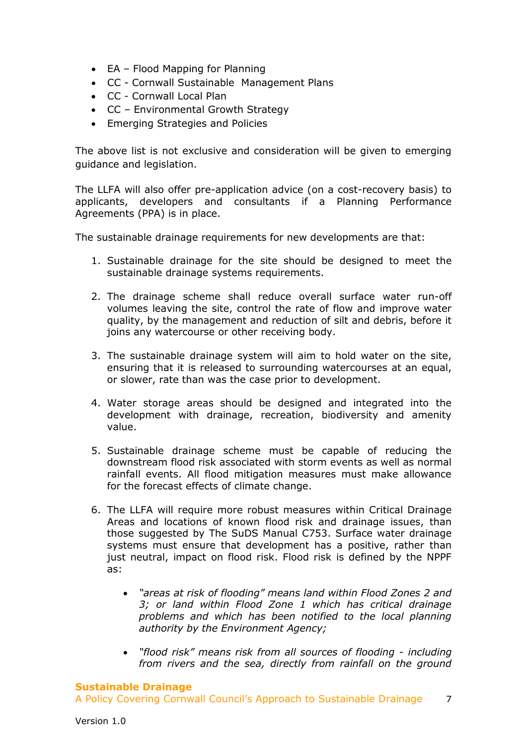- EA – Flood Mapping for Planning
- CC - Cornwall Sustainable Management Plans
- CC - Cornwall Local Plan
- CC – Environmental Growth Strategy
- Emerging Strategies and Policies

The above list is not exclusive and consideration will be given to emerging guidance and legislation.

The LLFA will also offer pre-application advice (on a cost-recovery basis) to applicants, developers and consultants if a Planning Performance Agreements (PPA) is in place.

The sustainable drainage requirements for new developments are that:

1. Sustainable drainage for the site should be designed to meet the sustainable drainage systems requirements.

2. The drainage scheme shall reduce overall surface water run-off volumes leaving the site, control the rate of flow and improve water quality, by the management and reduction of silt and debris, before it joins any watercourse or other receiving body.

3. The sustainable drainage system will aim to hold water on the site, ensuring that it is released to surrounding watercourses at an equal, or slower, rate than was the case prior to development.

4. Water storage areas should be designed and integrated into the development with drainage, recreation, biodiversity and amenity value.

5. Sustainable drainage scheme must be capable of reducing the downstream flood risk associated with storm events as well as normal rainfall events. All flood mitigation measures must make allowance for the forecast effects of climate change.

6. The LLFA will require more robust measures within Critical Drainage Areas and locations of known flood risk and drainage issues, than those suggested by The SuDS Manual C753. Surface water drainage systems must ensure that development has a positive, rather than just neutral, impact on flood risk. Flood risk is defined by the NPPF as:

    - *"areas at risk of flooding" means land within Flood Zones 2 and 3; or land within Flood Zone 1 which has critical drainage problems and which has been notified to the local planning authority by the Environment Agency;*

    - *"flood risk" means risk from all sources of flooding - including from rivers and the sea, directly from rainfall on the ground*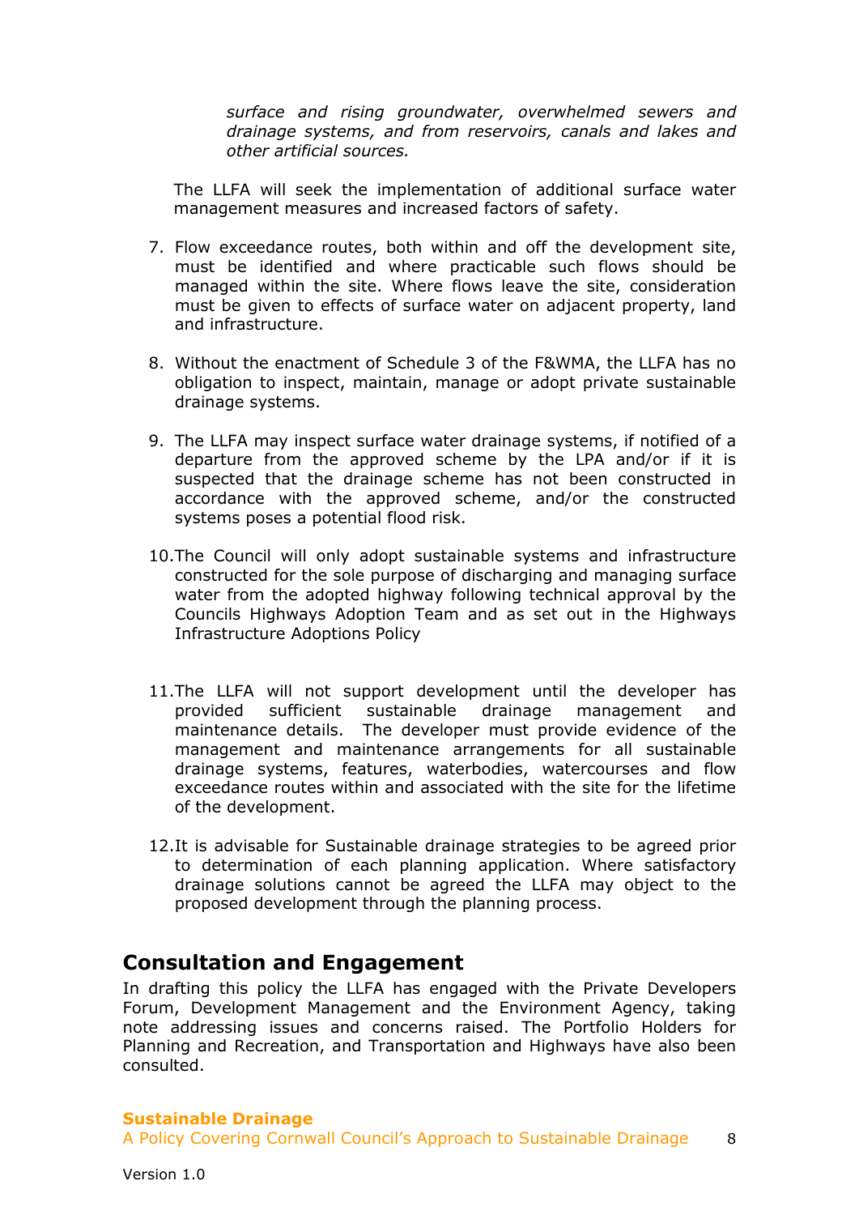*surface and rising groundwater, overwhelmed sewers and drainage systems, and from reservoirs, canals and lakes and other artificial sources.*

The LLFA will seek the implementation of additional surface water management measures and increased factors of safety.

7. Flow exceedance routes, both within and off the development site, must be identified and where practicable such flows should be managed within the site. Where flows leave the site, consideration must be given to effects of surface water on adjacent property, land and infrastructure.

8. Without the enactment of Schedule 3 of the F&WMA, the LLFA has no obligation to inspect, maintain, manage or adopt private sustainable drainage systems.

9. The LLFA may inspect surface water drainage systems, if notified of a departure from the approved scheme by the LPA and/or if it is suspected that the drainage scheme has not been constructed in accordance with the approved scheme, and/or the constructed systems poses a potential flood risk.

10. The Council will only adopt sustainable systems and infrastructure constructed for the sole purpose of discharging and managing surface water from the adopted highway following technical approval by the Councils Highways Adoption Team and as set out in the Highways Infrastructure Adoptions Policy

11. The LLFA will not support development until the developer has provided sufficient sustainable drainage management and maintenance details. The developer must provide evidence of the management and maintenance arrangements for all sustainable drainage systems, features, waterbodies, watercourses and flow exceedance routes within and associated with the site for the lifetime of the development.

12. It is advisable for Sustainable drainage strategies to be agreed prior to determination of each planning application. Where satisfactory drainage solutions cannot be agreed the LLFA may object to the proposed development through the planning process.

## Consultation and Engagement

In drafting this policy the LLFA has engaged with the Private Developers Forum, Development Management and the Environment Agency, taking note addressing issues and concerns raised. The Portfolio Holders for Planning and Recreation, and Transportation and Highways have also been consulted.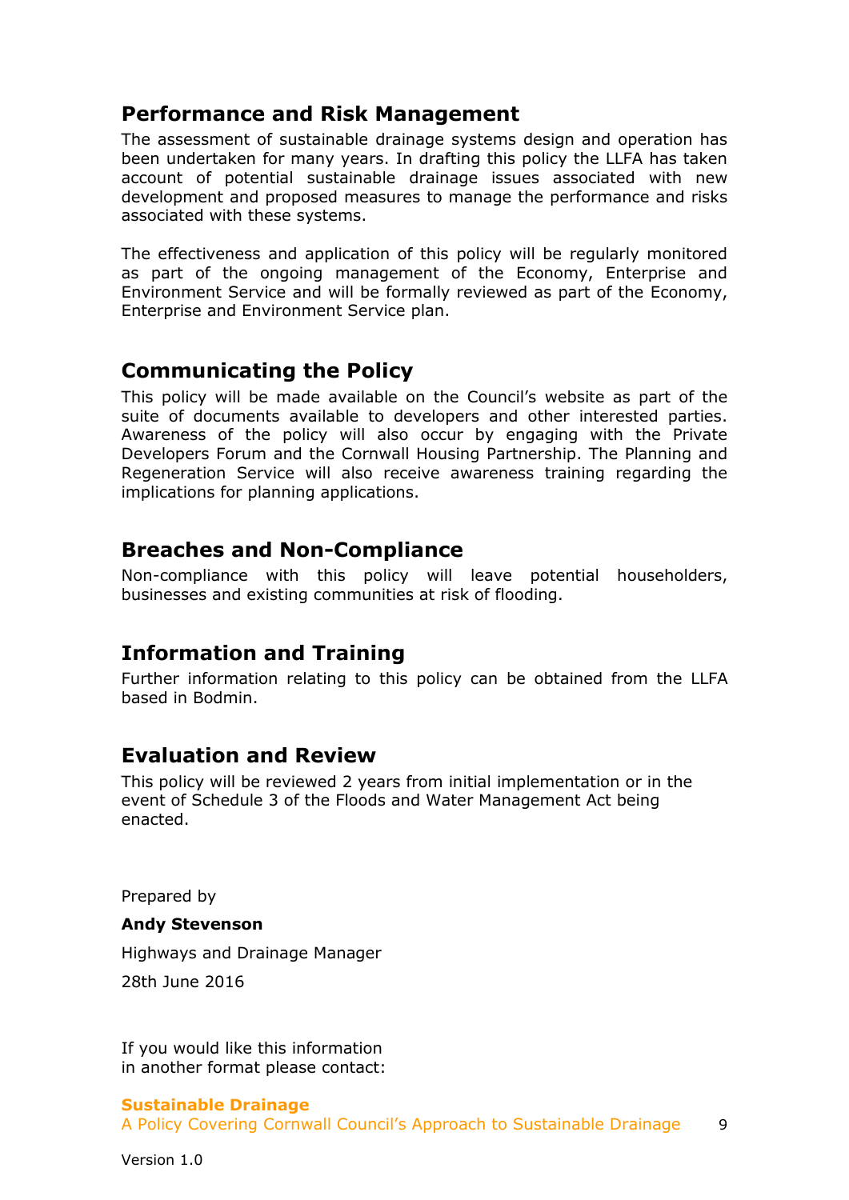## Performance and Risk Management

The assessment of sustainable drainage systems design and operation has been undertaken for many years. In drafting this policy the LLFA has taken account of potential sustainable drainage issues associated with new development and proposed measures to manage the performance and risks associated with these systems.

The effectiveness and application of this policy will be regularly monitored as part of the ongoing management of the Economy, Enterprise and Environment Service and will be formally reviewed as part of the Economy, Enterprise and Environment Service plan.

## Communicating the Policy

This policy will be made available on the Council's website as part of the suite of documents available to developers and other interested parties. Awareness of the policy will also occur by engaging with the Private Developers Forum and the Cornwall Housing Partnership. The Planning and Regeneration Service will also receive awareness training regarding the implications for planning applications.

## Breaches and Non-Compliance

Non-compliance with this policy will leave potential householders, businesses and existing communities at risk of flooding.

## Information and Training

Further information relating to this policy can be obtained from the LLFA based in Bodmin.

## Evaluation and Review

This policy will be reviewed 2 years from initial implementation or in the event of Schedule 3 of the Floods and Water Management Act being enacted.

Prepared by

**Andy Stevenson**

Highways and Drainage Manager

28th June 2016

If you would like this information
in another format please contact: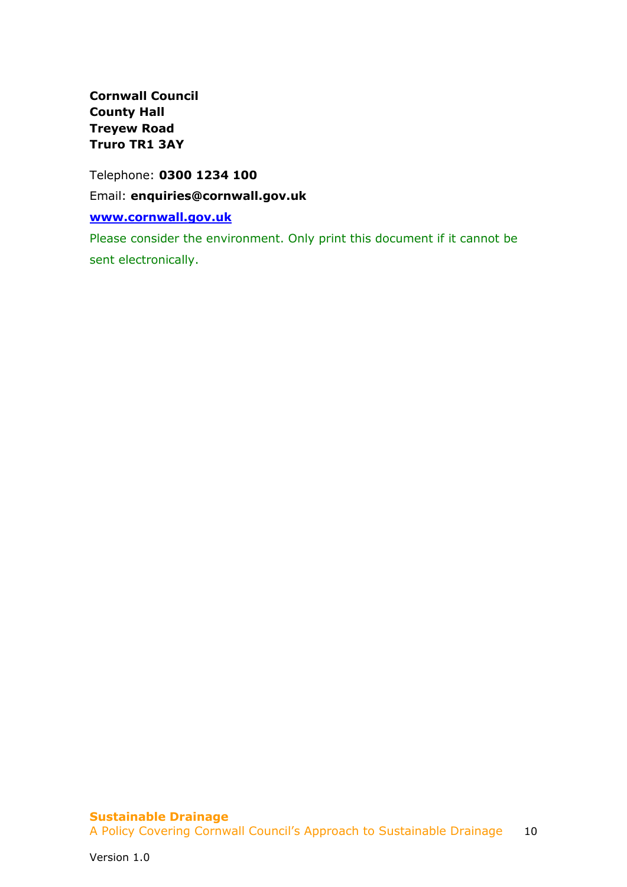**Cornwall Council**
**County Hall**
**Treyew Road**
**Truro TR1 3AY**

Telephone: **0300 1234 100**

Email: **enquiries@cornwall.gov.uk**

**[www.cornwall.gov.uk](http://www.cornwall.gov.uk)**

Please consider the environment. Only print this document if it cannot be sent electronically.